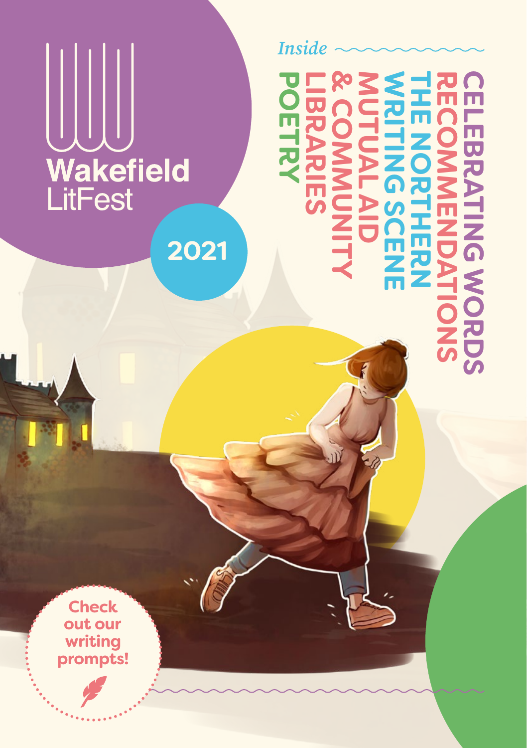# Wakefield LitFest

## 2021

*Inside*

- CELEBRATING WORDS
- RECOMMENDATIONS
- THE NORTHERN WRITING SCENE
- MUTUAL AID & COMMUNITY
- LIBRARIES
- POETRY

Check out our writing prompts!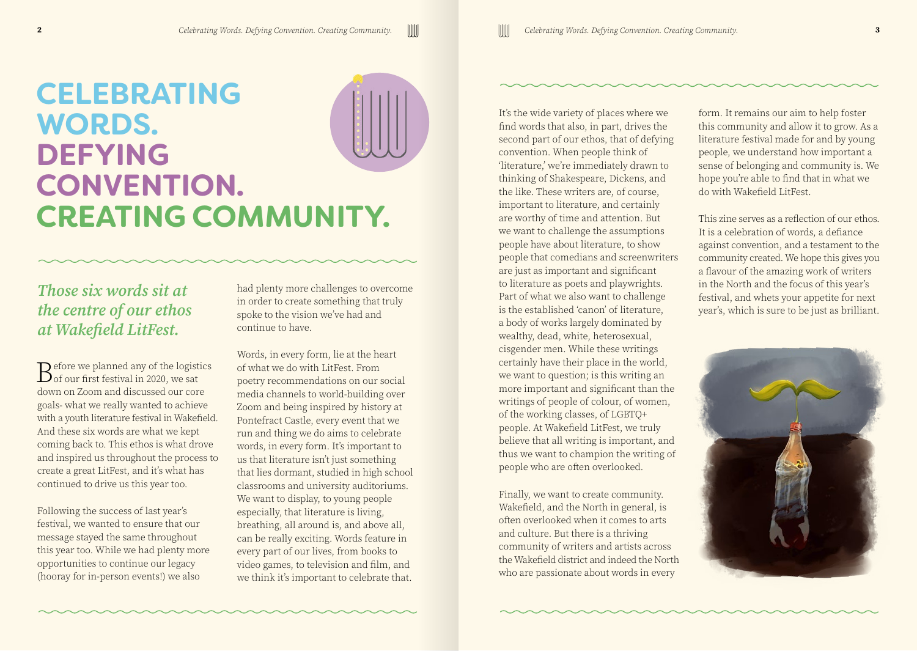# CELEBRATING WORDS. DEFYING CONVENTION. CREATING COMMUNITY.

## *Those six words sit at the centre of our ethos at Wakefield LitFest.*

Before we planned any of the logistics of our first festival in 2020, we sat down on Zoom and discussed our core goals- what we really wanted to achieve with a youth literature festival in Wakefield. And these six words are what we kept coming back to. This ethos is what drove and inspired us throughout the process to create a great LitFest, and it's what has continued to drive us this year too.

Following the success of last year's festival, we wanted to ensure that our message stayed the same throughout this year too. While we had plenty more opportunities to continue our legacy (hooray for in-person events!) we also had plenty more challenges to overcome in order to create something that truly spoke to the vision we've had and continue to have.

Words, in every form, lie at the heart of what we do with LitFest. From poetry recommendations on our social media channels to world-building over Zoom and being inspired by history at Pontefract Castle, every event that we run and thing we do aims to celebrate words, in every form. It's important to us that literature isn't just something that lies dormant, studied in high school classrooms and university auditoriums. We want to display, to young people especially, that literature is living, breathing, all around is, and above all, can be really exciting. Words feature in every part of our lives, from books to video games, to television and film, and we think it's important to celebrate that.

It's the wide variety of places where we find words that also, in part, drives the second part of our ethos, that of defying convention. When people think of 'literature,' we're immediately drawn to thinking of Shakespeare, Dickens, and the like. These writers are, of course, important to literature, and certainly are worthy of time and attention. But we want to challenge the assumptions people have about literature, to show people that comedians and screenwriters are just as important and significant to literature as poets and playwrights. Part of what we also want to challenge is the established 'canon' of literature, a body of works largely dominated by wealthy, dead, white, heterosexual, cisgender men. While these writings certainly have their place in the world, we want to question; is this writing an more important and significant than the writings of people of colour, of women, of the working classes, of LGBTQ+ people. At Wakefield LitFest, we truly believe that all writing is important, and thus we want to champion the writing of people who are often overlooked.

Finally, we want to create community. Wakefield, and the North in general, is often overlooked when it comes to arts and culture. But there is a thriving community of writers and artists across the Wakefield district and indeed the North who are passionate about words in every form. It remains our aim to help foster this community and allow it to grow. As a literature festival made for and by young people, we understand how important a sense of belonging and community is. We hope you're able to find that in what we do with Wakefield LitFest.

This zine serves as a reflection of our ethos. It is a celebration of words, a defiance against convention, and a testament to the community created. We hope this gives you a flavour of the amazing work of writers in the North and the focus of this year's festival, and whets your appetite for next year's, which is sure to be just as brilliant.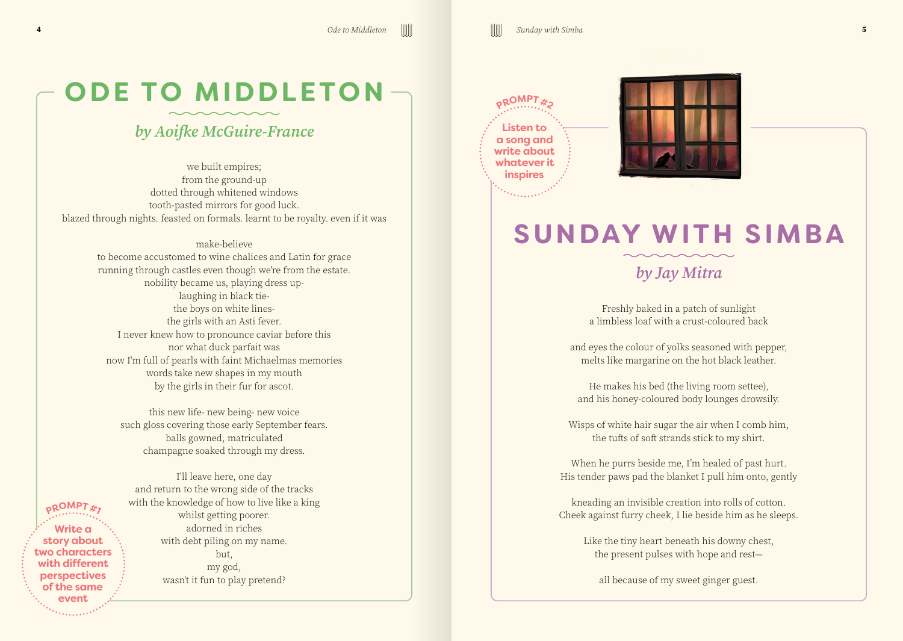# ODE TO MIDDLETON

## *by Aoifke McGuire-France*

we built empires;  
from the ground-up  
dotted through whitened windows  
tooth-pasted mirrors for good luck.  
blazed through nights. feasted on formals. learnt to be royalty. even if it was

make-believe  
to become accustomed to wine chalices and Latin for grace  
running through castles even though we're from the estate.  
nobility became us, playing dress up-  
laughing in black tie-  
the boys on white lines-  
the girls with an Asti fever.  
I never knew how to pronounce caviar before this  
nor what duck parfait was  
now I'm full of pearls with faint Michaelmas memories  
words take new shapes in my mouth  
by the girls in their fur for ascot.

this new life- new being- new voice  
such gloss covering those early September fears.  
balls gowned, matriculated  
champagne soaked through my dress.

I'll leave here, one day  
and return to the wrong side of the tracks  
with the knowledge of how to live like a king  
whilst getting poorer.  
adorned in riches  
with debt piling on my name.  
but,  
my god,  
wasn't it fun to play pretend?

**PROMPT #1**  
Write a story about two characters with different perspectives of the same event

**PROMPT #2**  
Listen to a song and write about whatever it inspires

# SUNDAY WITH SIMBA

## *by Jay Mitra*

Freshly baked in a patch of sunlight  
a limbless loaf with a crust-coloured back

and eyes the colour of yolks seasoned with pepper,  
melts like margarine on the hot black leather.

He makes his bed (the living room settee),  
and his honey-coloured body lounges drowsily.

Wisps of white hair sugar the air when I comb him,  
the tufts of soft strands stick to my shirt.

When he purrs beside me, I'm healed of past hurt.  
His tender paws pad the blanket I pull him onto, gently

kneading an invisible creation into rolls of cotton.  
Cheek against furry cheek, I lie beside him as he sleeps.

Like the tiny heart beneath his downy chest,  
the present pulses with hope and rest—

all because of my sweet ginger guest.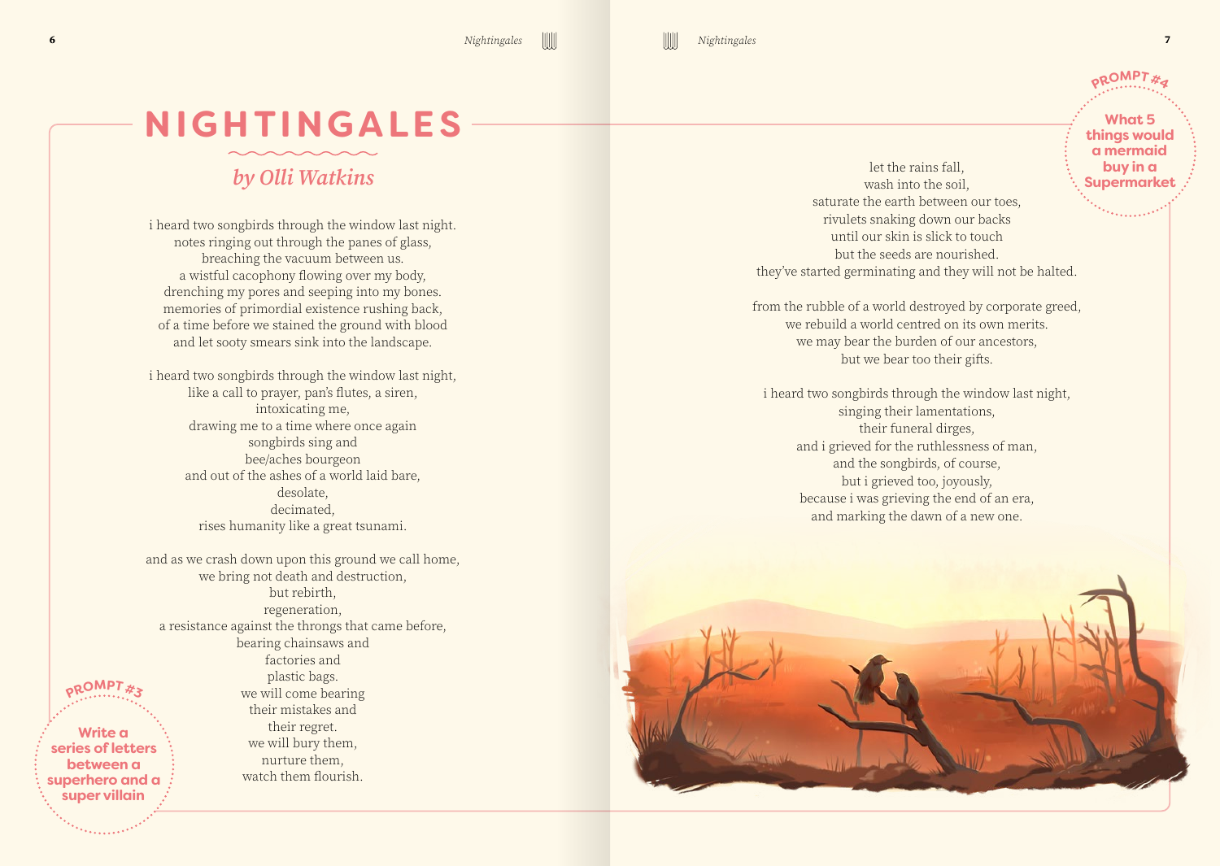# NIGHTINGALES

## *by Olli Watkins*

i heard two songbirds through the window last night.
notes ringing out through the panes of glass,
breaching the vacuum between us.
a wistful cacophony flowing over my body,
drenching my pores and seeping into my bones.
memories of primordial existence rushing back,
of a time before we stained the ground with blood
and let sooty smears sink into the landscape.

i heard two songbirds through the window last night,
like a call to prayer, pan's flutes, a siren,
intoxicating me,
drawing me to a time where once again
songbirds sing and
bee/aches bourgeon
and out of the ashes of a world laid bare,
desolate,
decimated,
rises humanity like a great tsunami.

and as we crash down upon this ground we call home,
we bring not death and destruction,
but rebirth,
regeneration,
a resistance against the throngs that came before,
bearing chainsaws and
factories and
plastic bags.
we will come bearing
their mistakes and
their regret.
we will bury them,
nurture them,
watch them flourish.

let the rains fall,
wash into the soil,
saturate the earth between our toes,
rivulets snaking down our backs
until our skin is slick to touch
but the seeds are nourished.
they've started germinating and they will not be halted.

from the rubble of a world destroyed by corporate greed,
we rebuild a world centred on its own merits.
we may bear the burden of our ancestors,
but we bear too their gifts.

i heard two songbirds through the window last night,
singing their lamentations,
their funeral dirges,
and i grieved for the ruthlessness of man,
and the songbirds, of course,
but i grieved too, joyously,
because i was grieving the end of an era,
and marking the dawn of a new one.

**PROMPT #3**

**Write a series of letters between a superhero and a super villain**

**PROMPT #4**

**What 5 things would a mermaid buy in a Supermarket**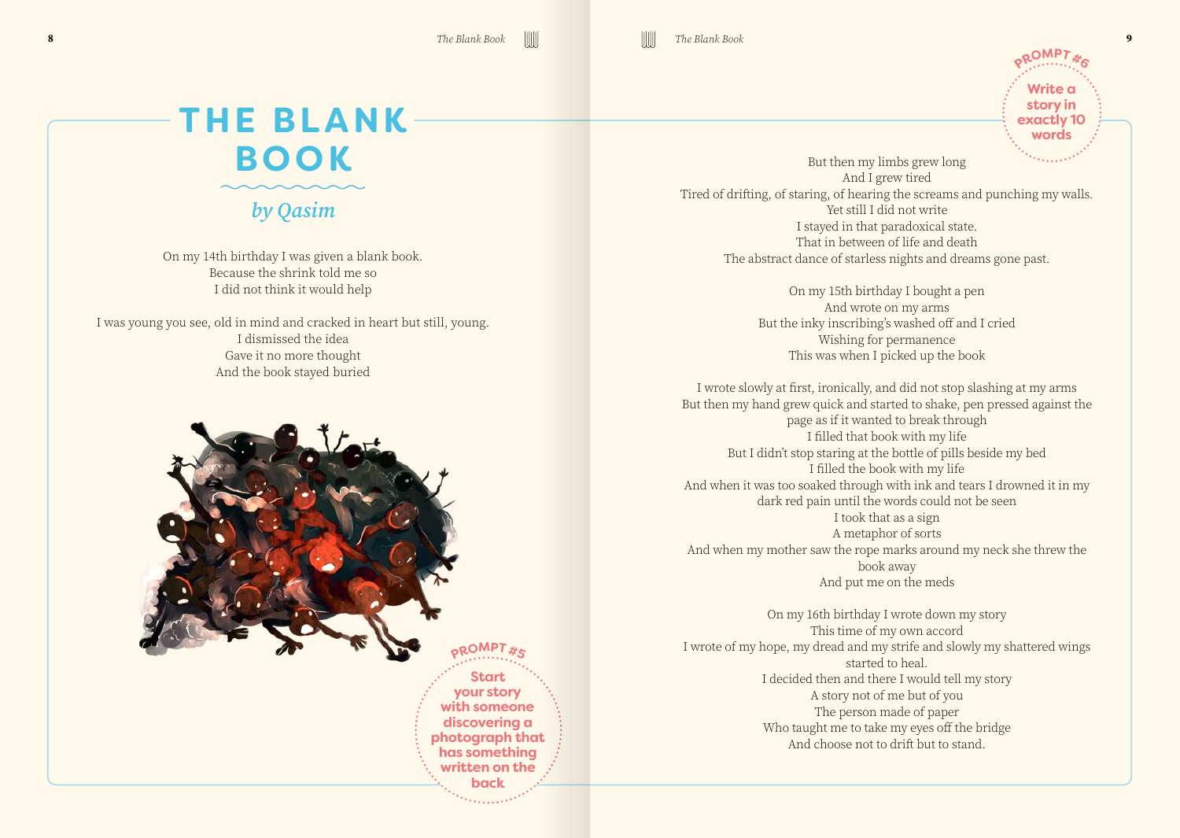# THE BLANK BOOK

*by Qasim*

On my 14th birthday I was given a blank book.
Because the shrink told me so
I did not think it would help

I was young you see, old in mind and cracked in heart but still, young.
I dismissed the idea
Gave it no more thought
And the book stayed buried

**PROMPT #5**

**Start your story with someone discovering a photograph that has something written on the back**

**PROMPT #6**

**Write a story in exactly 10 words**

But then my limbs grew long
And I grew tired
Tired of drifting, of staring, of hearing the screams and punching my walls.
Yet still I did not write
I stayed in that paradoxical state.
That in between of life and death
The abstract dance of starless nights and dreams gone past.

On my 15th birthday I bought a pen
And wrote on my arms
But the inky inscribing's washed off and I cried
Wishing for permanence
This was when I picked up the book

I wrote slowly at first, ironically, and did not stop slashing at my arms
But then my hand grew quick and started to shake, pen pressed against the page as if it wanted to break through
I filled that book with my life
But I didn't stop staring at the bottle of pills beside my bed
I filled the book with my life
And when it was too soaked through with ink and tears I drowned it in my dark red pain until the words could not be seen
I took that as a sign
A metaphor of sorts
And when my mother saw the rope marks around my neck she threw the book away
And put me on the meds

On my 16th birthday I wrote down my story
This time of my own accord
I wrote of my hope, my dread and my strife and slowly my shattered wings started to heal.
I decided then and there I would tell my story
A story not of me but of you
The person made of paper
Who taught me to take my eyes off the bridge
And choose not to drift but to stand.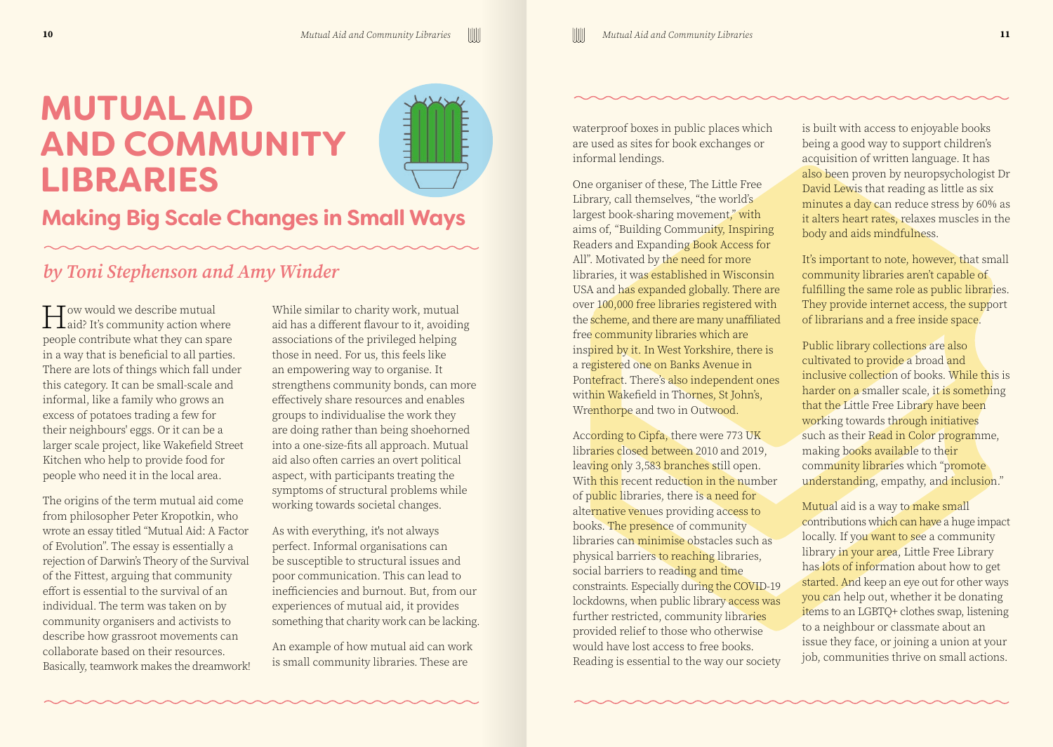# MUTUAL AID AND COMMUNITY LIBRARIES

## Making Big Scale Changes in Small Ways

*by Toni Stephenson and Amy Winder*

How would we describe mutual aid? It's community action where people contribute what they can spare in a way that is beneficial to all parties. There are lots of things which fall under this category. It can be small-scale and informal, like a family who grows an excess of potatoes trading a few for their neighbours' eggs. Or it can be a larger scale project, like Wakefield Street Kitchen who help to provide food for people who need it in the local area.

The origins of the term mutual aid come from philosopher Peter Kropotkin, who wrote an essay titled "Mutual Aid: A Factor of Evolution". The essay is essentially a rejection of Darwin's Theory of the Survival of the Fittest, arguing that community effort is essential to the survival of an individual. The term was taken on by community organisers and activists to describe how grassroot movements can collaborate based on their resources. Basically, teamwork makes the dreamwork!

While similar to charity work, mutual aid has a different flavour to it, avoiding associations of the privileged helping those in need. For us, this feels like an empowering way to organise. It strengthens community bonds, can more effectively share resources and enables groups to individualise the work they are doing rather than being shoehorned into a one-size-fits all approach. Mutual aid also often carries an overt political aspect, with participants treating the symptoms of structural problems while working towards societal changes.

As with everything, it's not always perfect. Informal organisations can be susceptible to structural issues and poor communication. This can lead to inefficiencies and burnout. But, from our experiences of mutual aid, it provides something that charity work can be lacking.

An example of how mutual aid can work is small community libraries. These are waterproof boxes in public places which are used as sites for book exchanges or informal lendings.

One organiser of these, The Little Free Library, call themselves, "the world's largest book-sharing movement," with aims of, "Building Community, Inspiring Readers and Expanding Book Access for All". Motivated by the need for more libraries, it was established in Wisconsin USA and has expanded globally. There are over 100,000 free libraries registered with the scheme, and there are many unaffiliated free community libraries which are inspired by it. In West Yorkshire, there is a registered one on Banks Avenue in Pontefract. There's also independent ones within Wakefield in Thornes, St John's, Wrenthorpe and two in Outwood.

According to Cipfa, there were 773 UK libraries closed between 2010 and 2019, leaving only 3,583 branches still open. With this recent reduction in the number of public libraries, there is a need for alternative venues providing access to books. The presence of community libraries can minimise obstacles such as physical barriers to reaching libraries, social barriers to reading and time constraints. Especially during the COVID-19 lockdowns, when public library access was further restricted, community libraries provided relief to those who otherwise would have lost access to free books. Reading is essential to the way our society is built with access to enjoyable books being a good way to support children's acquisition of written language. It has also been proven by neuropsychologist Dr David Lewis that reading as little as six minutes a day can reduce stress by 60% as it alters heart rates, relaxes muscles in the body and aids mindfulness.

It's important to note, however, that small community libraries aren't capable of fulfilling the same role as public libraries. They provide internet access, the support of librarians and a free inside space.

Public library collections are also cultivated to provide a broad and inclusive collection of books. While this is harder on a smaller scale, it is something that the Little Free Library have been working towards through initiatives such as their Read in Color programme, making books available to their community libraries which "promote understanding, empathy, and inclusion."

Mutual aid is a way to make small contributions which can have a huge impact locally. If you want to see a community library in your area, Little Free Library has lots of information about how to get started. And keep an eye out for other ways you can help out, whether it be donating items to an LGBTQ+ clothes swap, listening to a neighbour or classmate about an issue they face, or joining a union at your job, communities thrive on small actions.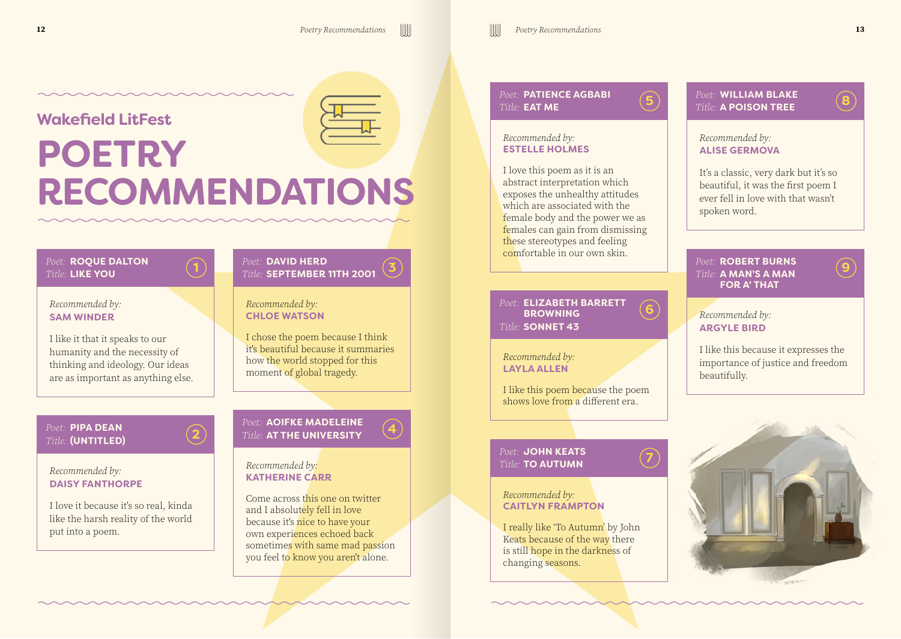## Wakefield LitFest

# POETRY RECOMMENDATIONS

### 1
*Poet:* **ROQUE DALTON**
*Title:* **LIKE YOU**

*Recommended by:*
**SAM WINDER**

I like it that it speaks to our humanity and the necessity of thinking and ideology. Our ideas are as important as anything else.

### 2
*Poet:* **PIPA DEAN**
*Title:* **(UNTITLED)**

*Recommended by:*
**DAISY FANTHORPE**

I love it because it's so real, kinda like the harsh reality of the world put into a poem.

### 3
*Poet:* **DAVID HERD**
*Title:* **SEPTEMBER 11TH 2001**

*Recommended by:*
**CHLOE WATSON**

I chose the poem because I think it's beautiful because it summaries how the world stopped for this moment of global tragedy.

### 4
*Poet:* **AOIFKE MADELEINE**
*Title:* **AT THE UNIVERSITY**

*Recommended by:*
**KATHERINE CARR**

Come across this one on twitter and I absolutely fell in love because it's nice to have your own experiences echoed back sometimes with same mad passion you feel to know you aren't alone.

### 5
*Poet:* **PATIENCE AGBABI**
*Title:* **EAT ME**

*Recommended by:*
**ESTELLE HOLMES**

I love this poem as it is an abstract interpretation which exposes the unhealthy attitudes which are associated with the female body and the power we as females can gain from dismissing these stereotypes and feeling comfortable in our own skin.

### 6
*Poet:* **ELIZABETH BARRETT BROWNING**
*Title:* **SONNET 43**

*Recommended by:*
**LAYLA ALLEN**

I like this poem because the poem shows love from a different era.

### 7
*Poet:* **JOHN KEATS**
*Title:* **TO AUTUMN**

*Recommended by:*
**CAITLYN FRAMPTON**

I really like 'To Autumn' by John Keats because of the way there is still hope in the darkness of changing seasons.

### 8
*Poet:* **WILLIAM BLAKE**
*Title:* **A POISON TREE**

*Recommended by:*
**ALISE GERMOVA**

It's a classic, very dark but it's so beautiful, it was the first poem I ever fell in love with that wasn't spoken word.

### 9
*Poet:* **ROBERT BURNS**
*Title:* **A MAN'S A MAN FOR A' THAT**

*Recommended by:*
**ARGYLE BIRD**

I like this because it expresses the importance of justice and freedom beautifully.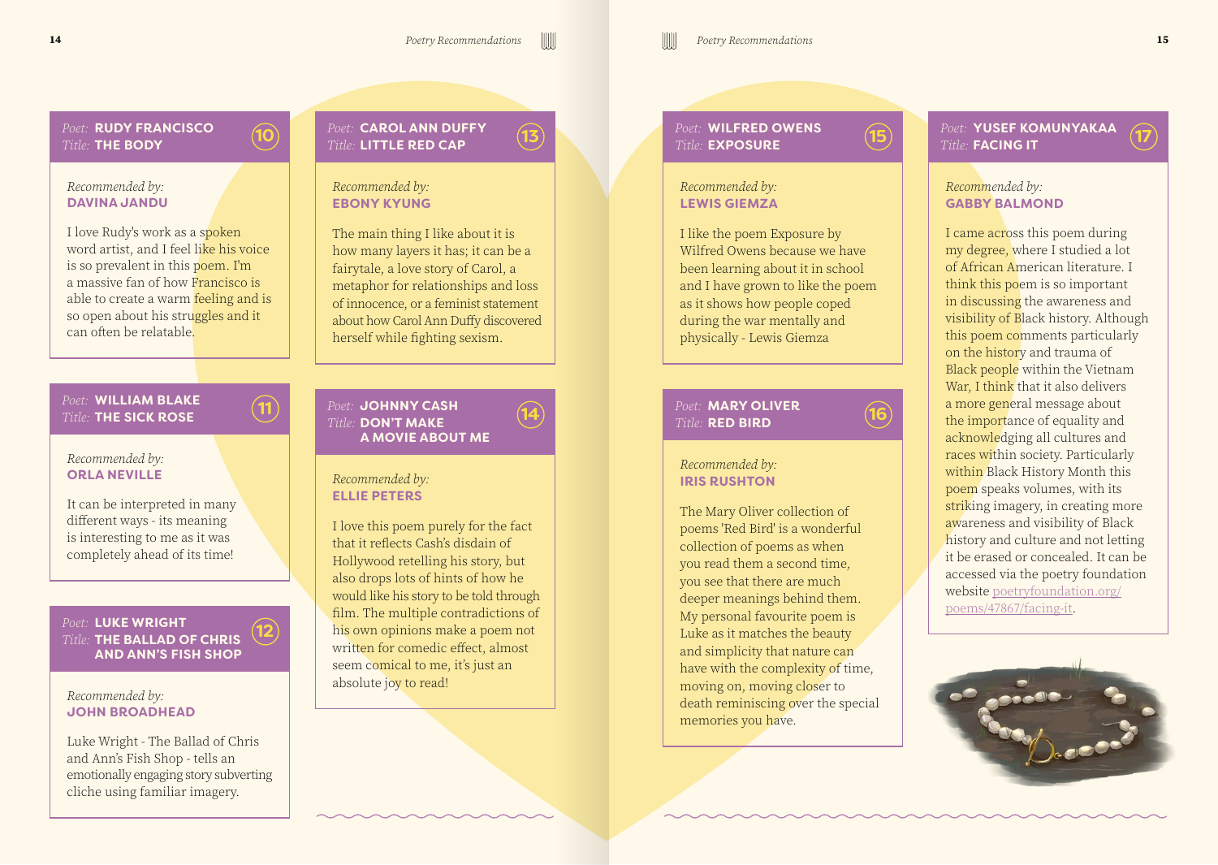## 10

*Poet:* **RUDY FRANCISCO**
*Title:* **THE BODY**

*Recommended by:*
**DAVINA JANDU**

I love Rudy's work as a spoken word artist, and I feel like his voice is so prevalent in this poem. I'm a massive fan of how Francisco is able to create a warm feeling and is so open about his struggles and it can often be relatable.

## 11

*Poet:* **WILLIAM BLAKE**
*Title:* **THE SICK ROSE**

*Recommended by:*
**ORLA NEVILLE**

It can be interpreted in many different ways - its meaning is interesting to me as it was completely ahead of its time!

## 12

*Poet:* **LUKE WRIGHT**
*Title:* **THE BALLAD OF CHRIS AND ANN'S FISH SHOP**

*Recommended by:*
**JOHN BROADHEAD**

Luke Wright - The Ballad of Chris and Ann's Fish Shop - tells an emotionally engaging story subverting cliche using familiar imagery.

## 13

*Poet:* **CAROL ANN DUFFY**
*Title:* **LITTLE RED CAP**

*Recommended by:*
**EBONY KYUNG**

The main thing I like about it is how many layers it has; it can be a fairytale, a love story of Carol, a metaphor for relationships and loss of innocence, or a feminist statement about how Carol Ann Duffy discovered herself while fighting sexism.

## 14

*Poet:* **JOHNNY CASH**
*Title:* **DON'T MAKE A MOVIE ABOUT ME**

*Recommended by:*
**ELLIE PETERS**

I love this poem purely for the fact that it reflects Cash's disdain of Hollywood retelling his story, but also drops lots of hints of how he would like his story to be told through film. The multiple contradictions of his own opinions make a poem not written for comedic effect, almost seem comical to me, it's just an absolute joy to read!

## 15

*Poet:* **WILFRED OWENS**
*Title:* **EXPOSURE**

*Recommended by:*
**LEWIS GIEMZA**

I like the poem Exposure by Wilfred Owens because we have been learning about it in school and I have grown to like the poem as it shows how people coped during the war mentally and physically - Lewis Giemza

## 16

*Poet:* **MARY OLIVER**
*Title:* **RED BIRD**

*Recommended by:*
**IRIS RUSHTON**

The Mary Oliver collection of poems 'Red Bird' is a wonderful collection of poems as when you read them a second time, you see that there are much deeper meanings behind them. My personal favourite poem is Luke as it matches the beauty and simplicity that nature can have with the complexity of time, moving on, moving closer to death reminiscing over the special memories you have.

## 17

*Poet:* **YUSEF KOMUNYAKAA**
*Title:* **FACING IT**

*Recommended by:*
**GABBY BALMOND**

I came across this poem during my degree, where I studied a lot of African American literature. I think this poem is so important in discussing the awareness and visibility of Black history. Although this poem comments particularly on the history and trauma of Black people within the Vietnam War, I think that it also delivers a more general message about the importance of equality and acknowledging all cultures and races within society. Particularly within Black History Month this poem speaks volumes, with its striking imagery, in creating more awareness and visibility of Black history and culture and not letting it be erased or concealed. It can be accessed via the poetry foundation website poetryfoundation.org/poems/47867/facing-it.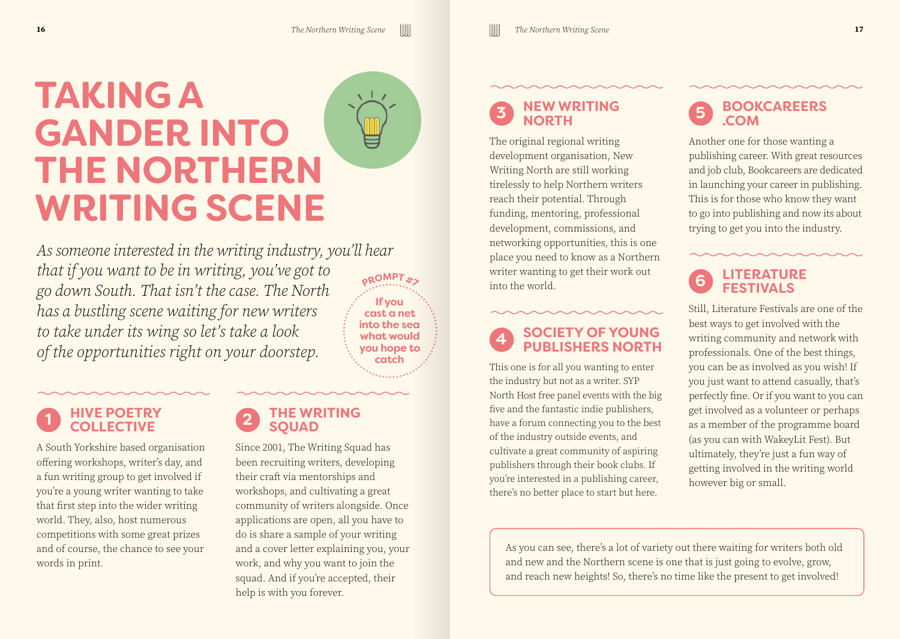# TAKING A GANDER INTO THE NORTHERN WRITING SCENE

*As someone interested in the writing industry, you'll hear that if you want to be in writing, you've got to go down South. That isn't the case. The North has a bustling scene waiting for new writers to take under its wing so let's take a look of the opportunities right on your doorstep.*

**PROMPT #7**

**If you cast a net into the sea what would you hope to catch**

## 1 HIVE POETRY COLLECTIVE

A South Yorkshire based organisation offering workshops, writer's day, and a fun writing group to get involved if you're a young writer wanting to take that first step into the wider writing world. They, also, host numerous competitions with some great prizes and of course, the chance to see your words in print.

## 2 THE WRITING SQUAD

Since 2001, The Writing Squad has been recruiting writers, developing their craft via mentorships and workshops, and cultivating a great community of writers alongside. Once applications are open, all you have to do is share a sample of your writing and a cover letter explaining you, your work, and why you want to join the squad. And if you're accepted, their help is with you forever.

## 3 NEW WRITING NORTH

The original regional writing development organisation, New Writing North are still working tirelessly to help Northern writers reach their potential. Through funding, mentoring, professional development, commissions, and networking opportunities, this is one place you need to know as a Northern writer wanting to get their work out into the world.

## 4 SOCIETY OF YOUNG PUBLISHERS NORTH

This one is for all you wanting to enter the industry but not as a writer. SYP North Host free panel events with the big five and the fantastic indie publishers, have a forum connecting you to the best of the industry outside events, and cultivate a great community of aspiring publishers through their book clubs. If you're interested in a publishing career, there's no better place to start but here.

## 5 BOOKCAREERS.COM

Another one for those wanting a publishing career. With great resources and job club, Bookcareers are dedicated in launching your career in publishing. This is for those who know they want to go into publishing and now its about trying to get you into the industry.

## 6 LITERATURE FESTIVALS

Still, Literature Festivals are one of the best ways to get involved with the writing community and network with professionals. One of the best things, you can be as involved as you wish! If you just want to attend casually, that's perfectly fine. Or if you want to you can get involved as a volunteer or perhaps as a member of the programme board (as you can with WakeyLit Fest). But ultimately, they're just a fun way of getting involved in the writing world however big or small.

As you can see, there's a lot of variety out there waiting for writers both old and new and the Northern scene is one that is just going to evolve, grow, and reach new heights! So, there's no time like the present to get involved!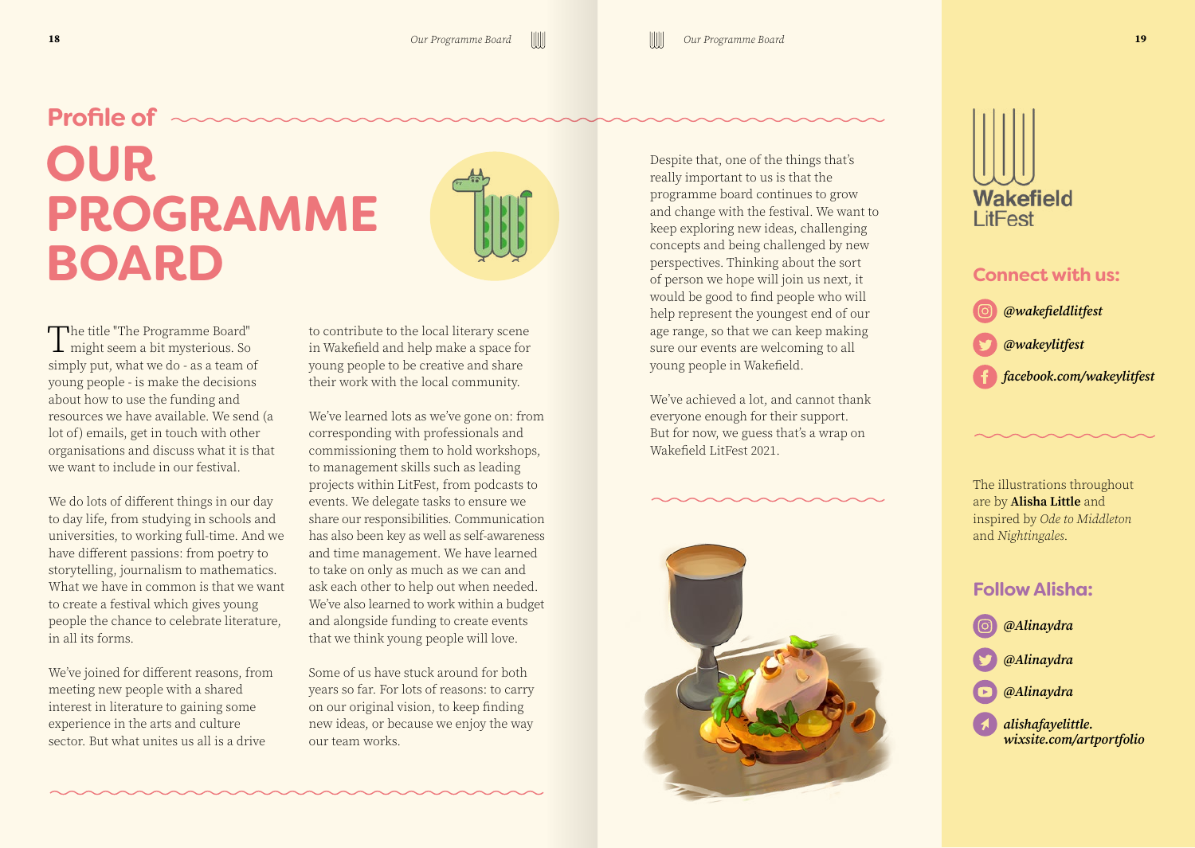## Profile of

# OUR PROGRAMME BOARD

The title "The Programme Board" might seem a bit mysterious. So simply put, what we do - as a team of young people - is make the decisions about how to use the funding and resources we have available. We send (a lot of) emails, get in touch with other organisations and discuss what it is that we want to include in our festival.

We do lots of different things in our day to day life, from studying in schools and universities, to working full-time. And we have different passions: from poetry to storytelling, journalism to mathematics. What we have in common is that we want to create a festival which gives young people the chance to celebrate literature, in all its forms.

We've joined for different reasons, from meeting new people with a shared interest in literature to gaining some experience in the arts and culture sector. But what unites us all is a drive to contribute to the local literary scene in Wakefield and help make a space for young people to be creative and share their work with the local community.

We've learned lots as we've gone on: from corresponding with professionals and commissioning them to hold workshops, to management skills such as leading projects within LitFest, from podcasts to events. We delegate tasks to ensure we share our responsibilities. Communication has also been key as well as self-awareness and time management. We have learned to take on only as much as we can and ask each other to help out when needed. We've also learned to work within a budget and alongside funding to create events that we think young people will love.

Some of us have stuck around for both years so far. For lots of reasons: to carry on our original vision, to keep finding new ideas, or because we enjoy the way our team works.

Despite that, one of the things that's really important to us is that the programme board continues to grow and change with the festival. We want to keep exploring new ideas, challenging concepts and being challenged by new perspectives. Thinking about the sort of person we hope will join us next, it would be good to find people who will help represent the youngest end of our age range, so that we can keep making sure our events are welcoming to all young people in Wakefield.

We've achieved a lot, and cannot thank everyone enough for their support. But for now, we guess that's a wrap on Wakefield LitFest 2021.

Wakefield LitFest

## Connect with us:

*@wakefieldlitfest*

*@wakeylitfest*

*facebook.com/wakeylitfest*

The illustrations throughout are by **Alisha Little** and inspired by *Ode to Middleton* and *Nightingales.*

## Follow Alisha:

*@Alinaydra*

*@Alinaydra*

*@Alinaydra*

*alishafayelittle.wixsite.com/artportfolio*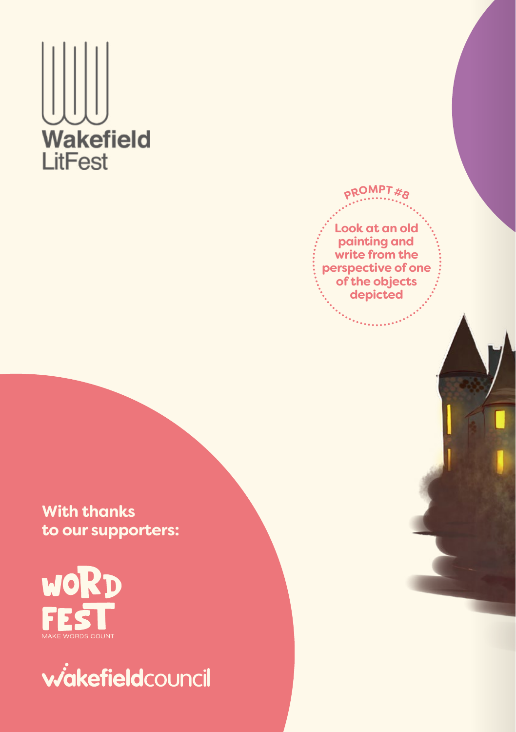Wakefield LitFest

**PROMPT #8**

**Look at an old painting and write from the perspective of one of the objects depicted**

**With thanks to our supporters:**

WORD FEST

MAKE WORDS COUNT

wakefieldcouncil